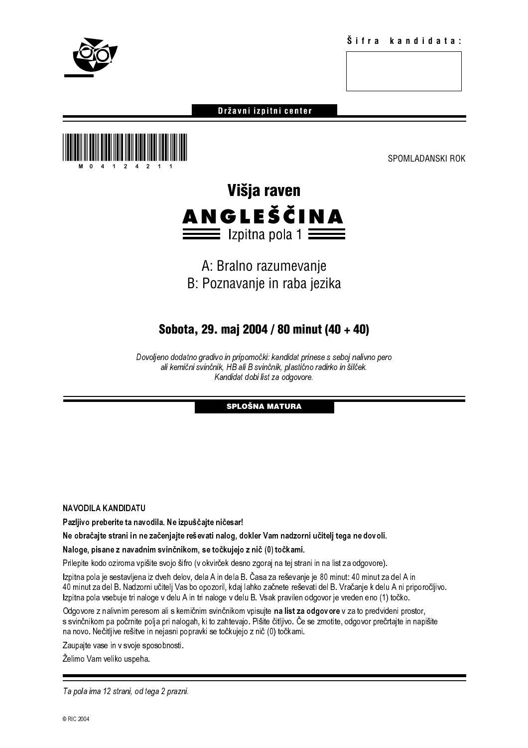Šifra kandidata:

**Državni izpitni center**

M 0 4 1 2 4 2 1 1

SPOMLADANSKI ROK

# Višja raven

# ANGLEŠČINA

## Izpitna pola 1

A: Bralno razumevanje
B: Poznavanje in raba jezika

**Sobota, 29. maj 2004 / 80 minut (40 + 40)**

*Dovoljeno dodatno gradivo in pripomočki: kandidat prinese s seboj nalivno pero ali kemični svinčnik, HB ali B svinčnik, plastično radirko in šilček. Kandidat dobi list za odgovore.*

**SPLOŠNA MATURA**

NAVODILA KANDIDATU

**Pazljivo preberite ta navodila. Ne izpuščajte ničesar!**

**Ne obračajte strani in ne začenjajte reševati nalog, dokler Vam nadzorni učitelj tega ne dovoli.**

**Naloge, pisane z navadnim svinčnikom, se točkujejo z nič (0) točkami.**

Prilepite kodo oziroma vpišite svojo šifro (v okvirček desno zgoraj na tej strani in na list za odgovore).

Izpitna pola je sestavljena iz dveh delov, dela A in dela B. Časa za reševanje je 80 minut: 40 minut za del A in 40 minut za del B. Nadzorni učitelj Vas bo opozoril, kdaj lahko začnete reševati del B. Vračanje k delu A ni priporočljivo. Izpitna pola vsebuje tri naloge v delu A in tri naloge v delu B. Vsak pravilen odgovor je vreden eno (1) točko.

Odgovore z nalivnim peresom ali s kemičnim svinčnikom vpisujte **na list za odgovore** v za to predvideni prostor, s svinčnikom pa počrnite polja pri nalogah, ki to zahtevajo. Pišite čitljivo. Če se zmotite, odgovor prečrtajte in napišite na novo. Nečitljive rešitve in nejasni popravki se točkujejo z nič (0) točkami.

Zaupajte vase in v svoje sposobnosti.

Želimo Vam veliko uspeha.

*Ta pola ima 12 strani, od tega 2 prazni.*

© RIC 2004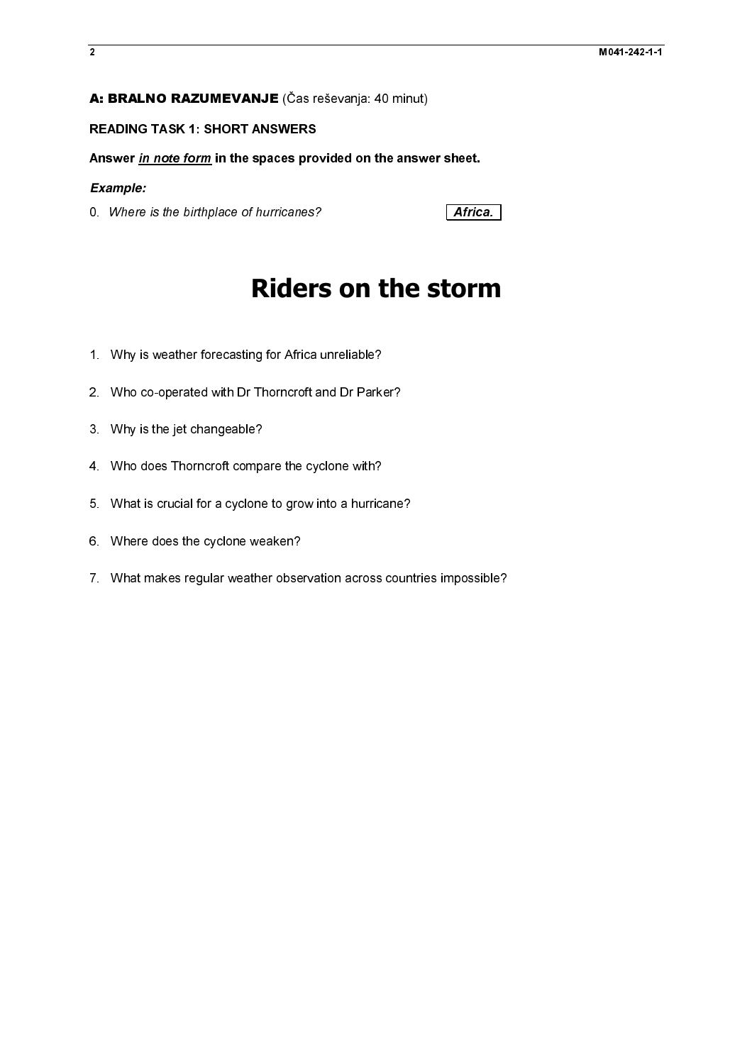**A: BRALNO RAZUMEVANJE** (Čas reševanja: 40 minut)

**READING TASK 1: SHORT ANSWERS**

**Answer *in note form* in the spaces provided on the answer sheet.**

***Example:***

0. *Where is the birthplace of hurricanes?* **Africa.**

# Riders on the storm

1. Why is weather forecasting for Africa unreliable?
2. Who co-operated with Dr Thorncroft and Dr Parker?
3. Why is the jet changeable?
4. Who does Thorncroft compare the cyclone with?
5. What is crucial for a cyclone to grow into a hurricane?
6. Where does the cyclone weaken?
7. What makes regular weather observation across countries impossible?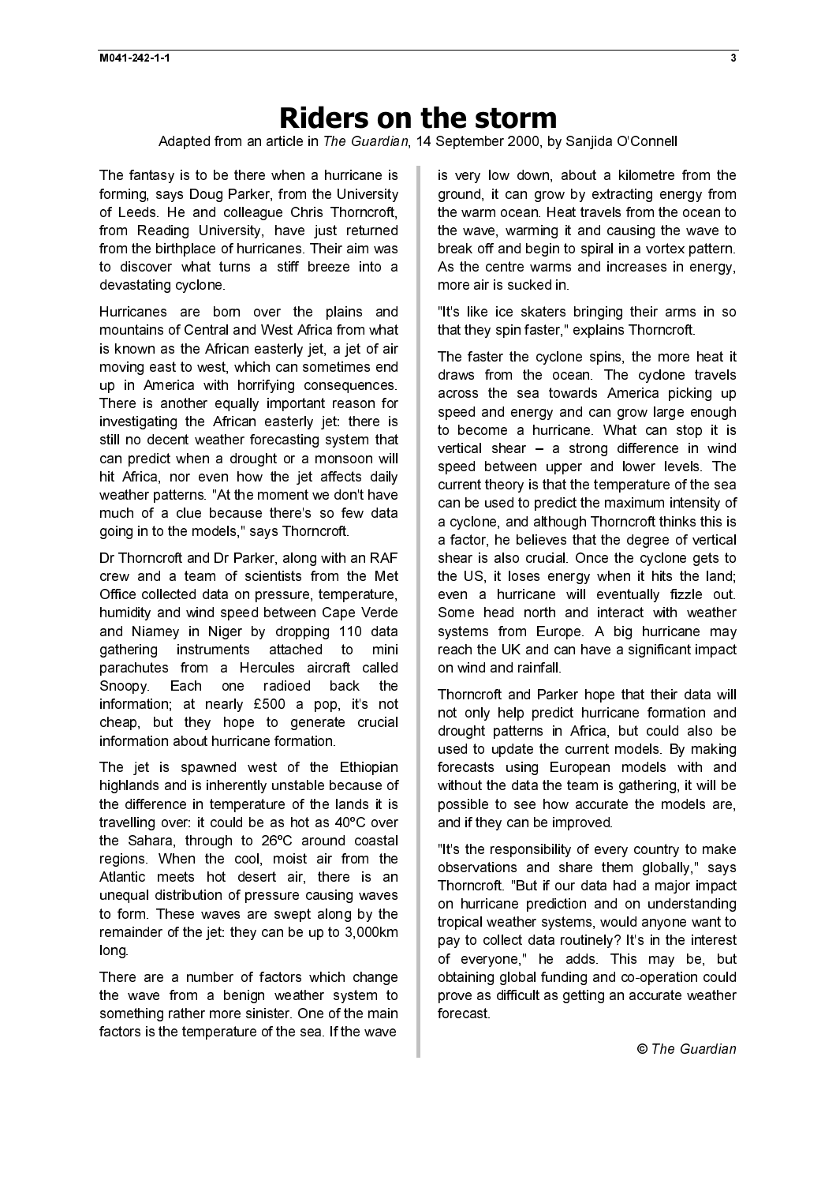# Riders on the storm

Adapted from an article in *The Guardian*, 14 September 2000, by Sanjida O'Connell

The fantasy is to be there when a hurricane is forming, says Doug Parker, from the University of Leeds. He and colleague Chris Thorncroft, from Reading University, have just returned from the birthplace of hurricanes. Their aim was to discover what turns a stiff breeze into a devastating cyclone.

Hurricanes are born over the plains and mountains of Central and West Africa from what is known as the African easterly jet, a jet of air moving east to west, which can sometimes end up in America with horrifying consequences. There is another equally important reason for investigating the African easterly jet: there is still no decent weather forecasting system that can predict when a drought or a monsoon will hit Africa, nor even how the jet affects daily weather patterns. "At the moment we don't have much of a clue because there's so few data going in to the models," says Thorncroft.

Dr Thorncroft and Dr Parker, along with an RAF crew and a team of scientists from the Met Office collected data on pressure, temperature, humidity and wind speed between Cape Verde and Niamey in Niger by dropping 110 data gathering instruments attached to mini parachutes from a Hercules aircraft called Snoopy. Each one radioed back the information; at nearly £500 a pop, it's not cheap, but they hope to generate crucial information about hurricane formation.

The jet is spawned west of the Ethiopian highlands and is inherently unstable because of the difference in temperature of the lands it is travelling over: it could be as hot as 40°C over the Sahara, through to 26°C around coastal regions. When the cool, moist air from the Atlantic meets hot desert air, there is an unequal distribution of pressure causing waves to form. These waves are swept along by the remainder of the jet: they can be up to 3,000km long.

There are a number of factors which change the wave from a benign weather system to something rather more sinister. One of the main factors is the temperature of the sea. If the wave is very low down, about a kilometre from the ground, it can grow by extracting energy from the warm ocean. Heat travels from the ocean to the wave, warming it and causing the wave to break off and begin to spiral in a vortex pattern. As the centre warms and increases in energy, more air is sucked in.

"It's like ice skaters bringing their arms in so that they spin faster," explains Thorncroft.

The faster the cyclone spins, the more heat it draws from the ocean. The cyclone travels across the sea towards America picking up speed and energy and can grow large enough to become a hurricane. What can stop it is vertical shear – a strong difference in wind speed between upper and lower levels. The current theory is that the temperature of the sea can be used to predict the maximum intensity of a cyclone, and although Thorncroft thinks this is a factor, he believes that the degree of vertical shear is also crucial. Once the cyclone gets to the US, it loses energy when it hits the land; even a hurricane will eventually fizzle out. Some head north and interact with weather systems from Europe. A big hurricane may reach the UK and can have a significant impact on wind and rainfall.

Thorncroft and Parker hope that their data will not only help predict hurricane formation and drought patterns in Africa, but could also be used to update the current models. By making forecasts using European models with and without the data the team is gathering, it will be possible to see how accurate the models are, and if they can be improved.

"It's the responsibility of every country to make observations and share them globally," says Thorncroft. "But if our data had a major impact on hurricane prediction and on understanding tropical weather systems, would anyone want to pay to collect data routinely? It's in the interest of everyone," he adds. This may be, but obtaining global funding and co-operation could prove as difficult as getting an accurate weather forecast.

© *The Guardian*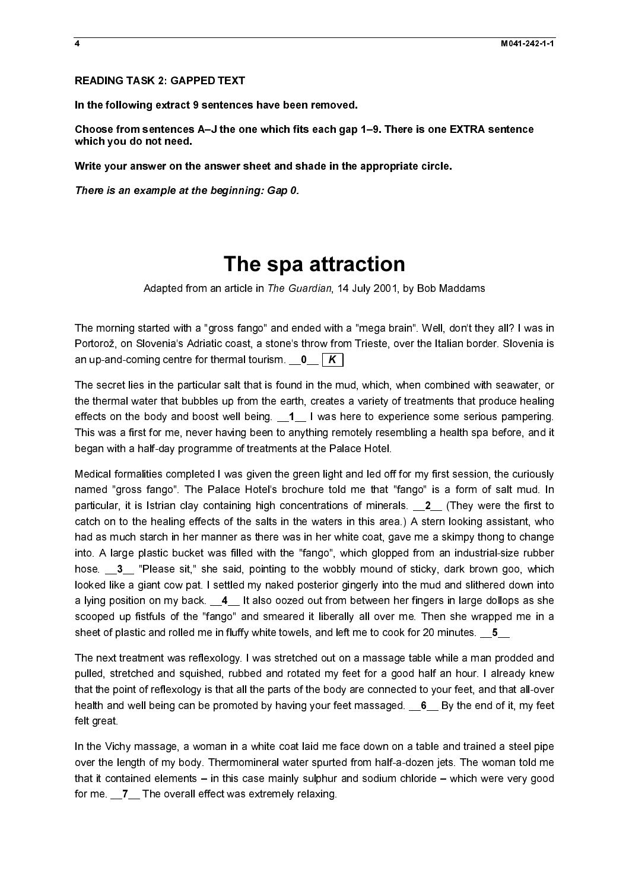**READING TASK 2: GAPPED TEXT**

**In the following extract 9 sentences have been removed.**

**Choose from sentences A–J the one which fits each gap 1–9. There is one EXTRA sentence which you do not need.**

**Write your answer on the answer sheet and shade in the appropriate circle.**

***There is an example at the beginning: Gap 0.***

# The spa attraction

Adapted from an article in *The Guardian*, 14 July 2001, by Bob Maddams

The morning started with a "gross fango" and ended with a "mega brain". Well, don't they all? I was in Portorož, on Slovenia's Adriatic coast, a stone's throw from Trieste, over the Italian border. Slovenia is an up-and-coming centre for thermal tourism. __**0**__ **K**

The secret lies in the particular salt that is found in the mud, which, when combined with seawater, or the thermal water that bubbles up from the earth, creates a variety of treatments that produce healing effects on the body and boost well being. __**1**__ I was here to experience some serious pampering. This was a first for me, never having been to anything remotely resembling a health spa before, and it began with a half-day programme of treatments at the Palace Hotel.

Medical formalities completed I was given the green light and led off for my first session, the curiously named "gross fango". The Palace Hotel's brochure told me that "fango" is a form of salt mud. In particular, it is Istrian clay containing high concentrations of minerals. __**2**__ (They were the first to catch on to the healing effects of the salts in the waters in this area.) A stern looking assistant, who had as much starch in her manner as there was in her white coat, gave me a skimpy thong to change into. A large plastic bucket was filled with the "fango", which glopped from an industrial-size rubber hose. __**3**__ "Please sit," she said, pointing to the wobbly mound of sticky, dark brown goo, which looked like a giant cow pat. I settled my naked posterior gingerly into the mud and slithered down into a lying position on my back. __**4**__ It also oozed out from between her fingers in large dollops as she scooped up fistfuls of the "fango" and smeared it liberally all over me. Then she wrapped me in a sheet of plastic and rolled me in fluffy white towels, and left me to cook for 20 minutes. __**5**__

The next treatment was reflexology. I was stretched out on a massage table while a man prodded and pulled, stretched and squished, rubbed and rotated my feet for a good half an hour. I already knew that the point of reflexology is that all the parts of the body are connected to your feet, and that all-over health and well being can be promoted by having your feet massaged. __**6**__ By the end of it, my feet felt great.

In the Vichy massage, a woman in a white coat laid me face down on a table and trained a steel pipe over the length of my body. Thermomineral water spurted from half-a-dozen jets. The woman told me that it contained elements – in this case mainly sulphur and sodium chloride – which were very good for me. __**7**__ The overall effect was extremely relaxing.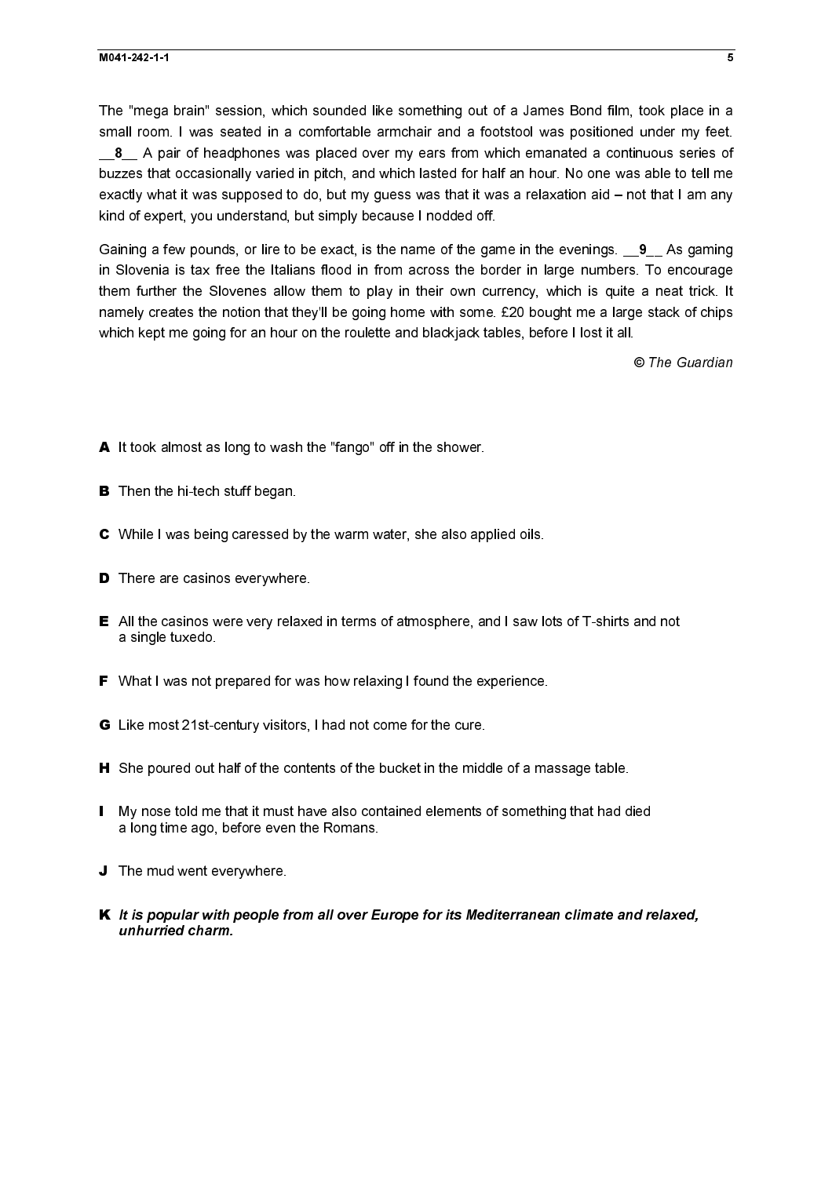The "mega brain" session, which sounded like something out of a James Bond film, took place in a small room. I was seated in a comfortable armchair and a footstool was positioned under my feet. __**8**__ A pair of headphones was placed over my ears from which emanated a continuous series of buzzes that occasionally varied in pitch, and which lasted for half an hour. No one was able to tell me exactly what it was supposed to do, but my guess was that it was a relaxation aid – not that I am any kind of expert, you understand, but simply because I nodded off.

Gaining a few pounds, or lire to be exact, is the name of the game in the evenings. __**9**__ As gaming in Slovenia is tax free the Italians flood in from across the border in large numbers. To encourage them further the Slovenes allow them to play in their own currency, which is quite a neat trick. It namely creates the notion that they'll be going home with some. £20 bought me a large stack of chips which kept me going for an hour on the roulette and blackjack tables, before I lost it all.

*© The Guardian*

**A** It took almost as long to wash the "fango" off in the shower.

**B** Then the hi-tech stuff began.

**C** While I was being caressed by the warm water, she also applied oils.

**D** There are casinos everywhere.

**E** All the casinos were very relaxed in terms of atmosphere, and I saw lots of T-shirts and not a single tuxedo.

**F** What I was not prepared for was how relaxing I found the experience.

**G** Like most 21st-century visitors, I had not come for the cure.

**H** She poured out half of the contents of the bucket in the middle of a massage table.

**I** My nose told me that it must have also contained elements of something that had died a long time ago, before even the Romans.

**J** The mud went everywhere.

**K** ***It is popular with people from all over Europe for its Mediterranean climate and relaxed, unhurried charm.***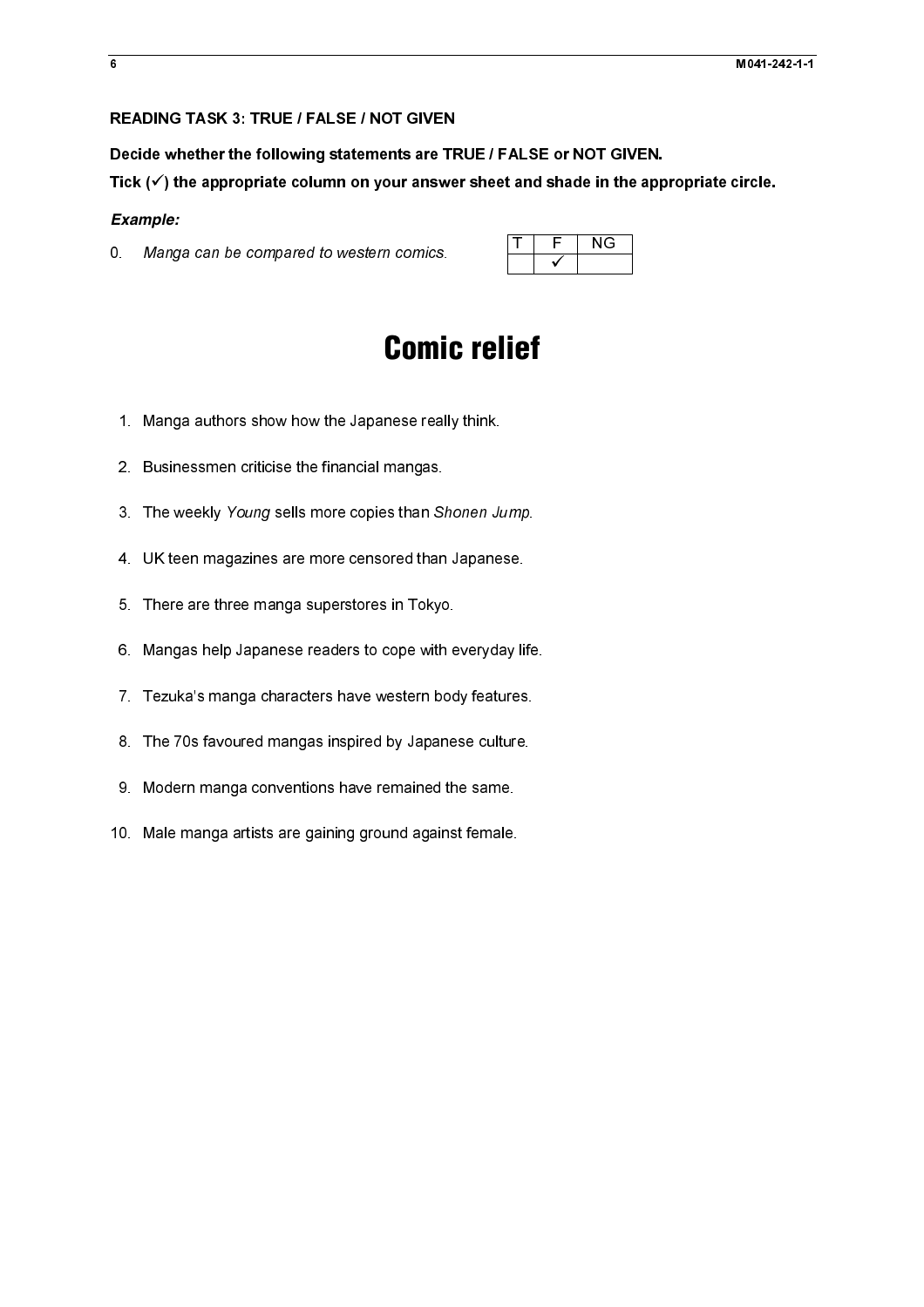**READING TASK 3: TRUE / FALSE / NOT GIVEN**

**Decide whether the following statements are TRUE / FALSE or NOT GIVEN.**

**Tick (✓) the appropriate column on your answer sheet and shade in the appropriate circle.**

***Example:***

0. *Manga can be compared to western comics.*

| T | F | NG |
|---|---|---|
| | ✓ | |

# Comic relief

1. Manga authors show how the Japanese really think.
2. Businessmen criticise the financial mangas.
3. The weekly *Young* sells more copies than *Shonen Jump*.
4. UK teen magazines are more censored than Japanese.
5. There are three manga superstores in Tokyo.
6. Mangas help Japanese readers to cope with everyday life.
7. Tezuka's manga characters have western body features.
8. The 70s favoured mangas inspired by Japanese culture.
9. Modern manga conventions have remained the same.
10. Male manga artists are gaining ground against female.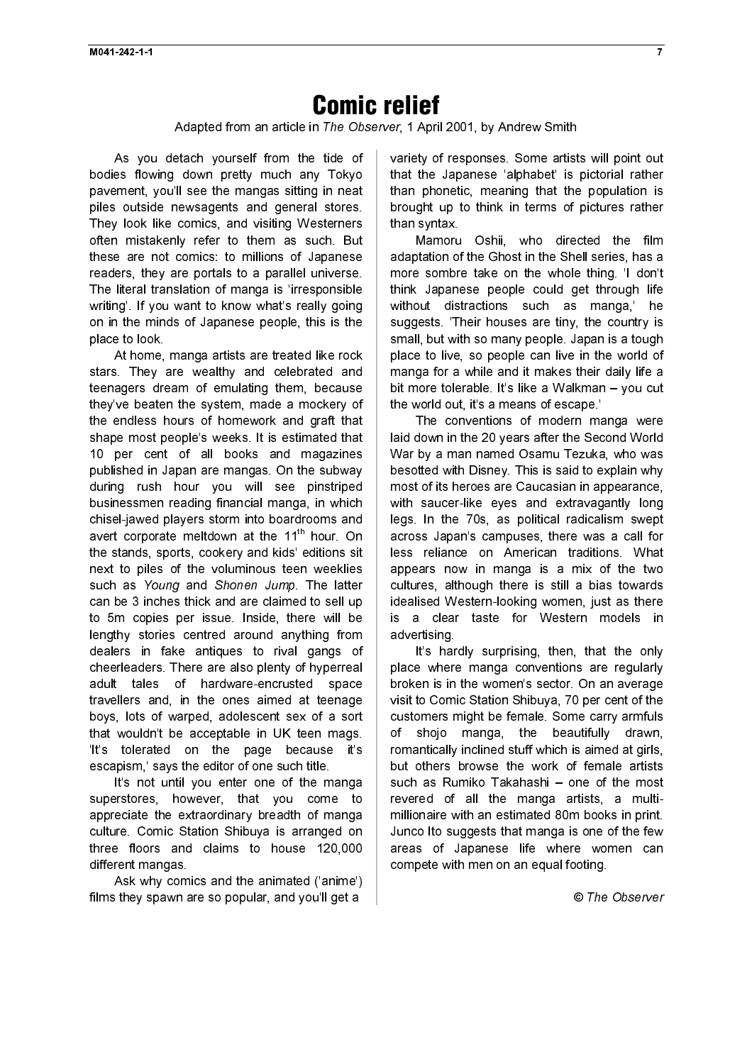# Comic relief

Adapted from an article in *The Observer*, 1 April 2001, by Andrew Smith

As you detach yourself from the tide of bodies flowing down pretty much any Tokyo pavement, you'll see the mangas sitting in neat piles outside newsagents and general stores. They look like comics, and visiting Westerners often mistakenly refer to them as such. But these are not comics: to millions of Japanese readers, they are portals to a parallel universe. The literal translation of manga is 'irresponsible writing'. If you want to know what's really going on in the minds of Japanese people, this is the place to look.

At home, manga artists are treated like rock stars. They are wealthy and celebrated and teenagers dream of emulating them, because they've beaten the system, made a mockery of the endless hours of homework and graft that shape most people's weeks. It is estimated that 10 per cent of all books and magazines published in Japan are mangas. On the subway during rush hour you will see pinstriped businessmen reading financial manga, in which chisel-jawed players storm into boardrooms and avert corporate meltdown at the 11th hour. On the stands, sports, cookery and kids' editions sit next to piles of the voluminous teen weeklies such as *Young* and *Shonen Jump*. The latter can be 3 inches thick and are claimed to sell up to 5m copies per issue. Inside, there will be lengthy stories centred around anything from dealers in fake antiques to rival gangs of cheerleaders. There are also plenty of hyperreal adult tales of hardware-encrusted space travellers and, in the ones aimed at teenage boys, lots of warped, adolescent sex of a sort that wouldn't be acceptable in UK teen mags. 'It's tolerated on the page because it's escapism,' says the editor of one such title.

It's not until you enter one of the manga superstores, however, that you come to appreciate the extraordinary breadth of manga culture. Comic Station Shibuya is arranged on three floors and claims to house 120,000 different mangas.

Ask why comics and the animated ('anime') films they spawn are so popular, and you'll get a variety of responses. Some artists will point out that the Japanese 'alphabet' is pictorial rather than phonetic, meaning that the population is brought up to think in terms of pictures rather than syntax.

Mamoru Oshii, who directed the film adaptation of the Ghost in the Shell series, has a more sombre take on the whole thing. 'I don't think Japanese people could get through life without distractions such as manga,' he suggests. 'Their houses are tiny, the country is small, but with so many people. Japan is a tough place to live, so people can live in the world of manga for a while and it makes their daily life a bit more tolerable. It's like a Walkman – you cut the world out, it's a means of escape.'

The conventions of modern manga were laid down in the 20 years after the Second World War by a man named Osamu Tezuka, who was besotted with Disney. This is said to explain why most of its heroes are Caucasian in appearance, with saucer-like eyes and extravagantly long legs. In the 70s, as political radicalism swept across Japan's campuses, there was a call for less reliance on American traditions. What appears now in manga is a mix of the two cultures, although there is still a bias towards idealised Western-looking women, just as there is a clear taste for Western models in advertising.

It's hardly surprising, then, that the only place where manga conventions are regularly broken is in the women's sector. On an average visit to Comic Station Shibuya, 70 per cent of the customers might be female. Some carry armfuls of shojo manga, the beautifully drawn, romantically inclined stuff which is aimed at girls, but others browse the work of female artists such as Rumiko Takahashi – one of the most revered of all the manga artists, a multi-millionaire with an estimated 80m books in print. Junco Ito suggests that manga is one of the few areas of Japanese life where women can compete with men on an equal footing.

© *The Observer*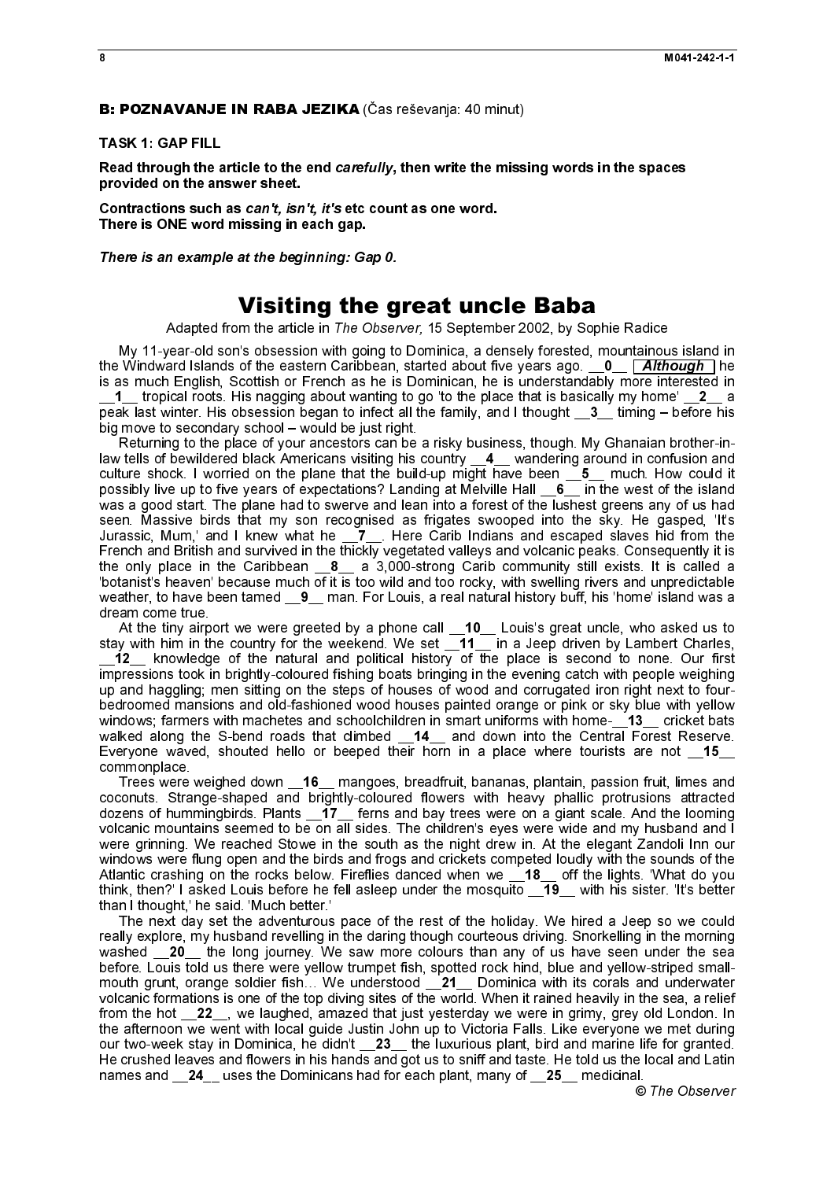**B: POZNAVANJE IN RABA JEZIKA** (Čas reševanja: 40 minut)

**TASK 1: GAP FILL**

**Read through the article to the end *carefully*, then write the missing words in the spaces provided on the answer sheet.**

**Contractions such as *can't, isn't, it's* etc count as one word.**
**There is ONE word missing in each gap.**

***There is an example at the beginning: Gap 0.***

# Visiting the great uncle Baba

Adapted from the article in *The Observer,* 15 September 2002, by Sophie Radice

My 11-year-old son's obsession with going to Dominica, a densely forested, mountainous island in the Windward Islands of the eastern Caribbean, started about five years ago. __**0**__ ***Although*** he is as much English, Scottish or French as he is Dominican, he is understandably more interested in __**1**__ tropical roots. His nagging about wanting to go 'to the place that is basically my home' __**2**__ a peak last winter. His obsession began to infect all the family, and I thought __**3**__ timing – before his big move to secondary school – would be just right.

Returning to the place of your ancestors can be a risky business, though. My Ghanaian brother-in-law tells of bewildered black Americans visiting his country __**4**__ wandering around in confusion and culture shock. I worried on the plane that the build-up might have been __**5**__ much. How could it possibly live up to five years of expectations? Landing at Melville Hall __**6**__ in the west of the island was a good start. The plane had to swerve and lean into a forest of the lushest greens any of us had seen. Massive birds that my son recognised as frigates swooped into the sky. He gasped, 'It's Jurassic, Mum,' and I knew what he __**7**__. Here Carib Indians and escaped slaves hid from the French and British and survived in the thickly vegetated valleys and volcanic peaks. Consequently it is the only place in the Caribbean __**8**__ a 3,000-strong Carib community still exists. It is called a 'botanist's heaven' because much of it is too wild and too rocky, with swelling rivers and unpredictable weather, to have been tamed __**9**__ man. For Louis, a real natural history buff, his 'home' island was a dream come true.

At the tiny airport we were greeted by a phone call __**10**__ Louis's great uncle, who asked us to stay with him in the country for the weekend. We set __**11**__ in a Jeep driven by Lambert Charles, __**12**__ knowledge of the natural and political history of the place is second to none. Our first impressions took in brightly-coloured fishing boats bringing in the evening catch with people weighing up and haggling; men sitting on the steps of houses of wood and corrugated iron right next to four-bedroomed mansions and old-fashioned wood houses painted orange or pink or sky blue with yellow windows; farmers with machetes and schoolchildren in smart uniforms with home-__**13**__ cricket bats walked along the S-bend roads that climbed __**14**__ and down into the Central Forest Reserve. Everyone waved, shouted hello or beeped their horn in a place where tourists are not __**15**__ commonplace.

Trees were weighed down __**16**__ mangoes, breadfruit, bananas, plantain, passion fruit, limes and coconuts. Strange-shaped and brightly-coloured flowers with heavy phallic protrusions attracted dozens of hummingbirds. Plants __**17**__ ferns and bay trees were on a giant scale. And the looming volcanic mountains seemed to be on all sides. The children's eyes were wide and my husband and I were grinning. We reached Stowe in the south as the night drew in. At the elegant Zandoli Inn our windows were flung open and the birds and frogs and crickets competed loudly with the sounds of the Atlantic crashing on the rocks below. Fireflies danced when we __**18**__ off the lights. 'What do you think, then?' I asked Louis before he fell asleep under the mosquito __**19**__ with his sister. 'It's better than I thought,' he said. 'Much better.'

The next day set the adventurous pace of the rest of the holiday. We hired a Jeep so we could really explore, my husband revelling in the daring though courteous driving. Snorkelling in the morning washed __**20**__ the long journey. We saw more colours than any of us have seen under the sea before. Louis told us there were yellow trumpet fish, spotted rock hind, blue and yellow-striped small-mouth grunt, orange soldier fish… We understood __**21**__ Dominica with its corals and underwater volcanic formations is one of the top diving sites of the world. When it rained heavily in the sea, a relief from the hot __**22**__, we laughed, amazed that just yesterday we were in grimy, grey old London. In the afternoon we went with local guide Justin John up to Victoria Falls. Like everyone we met during our two-week stay in Dominica, he didn't __**23**__ the luxurious plant, bird and marine life for granted. He crushed leaves and flowers in his hands and got us to sniff and taste. He told us the local and Latin names and __**24**__ uses the Dominicans had for each plant, many of __**25**__ medicinal.

© *The Observer*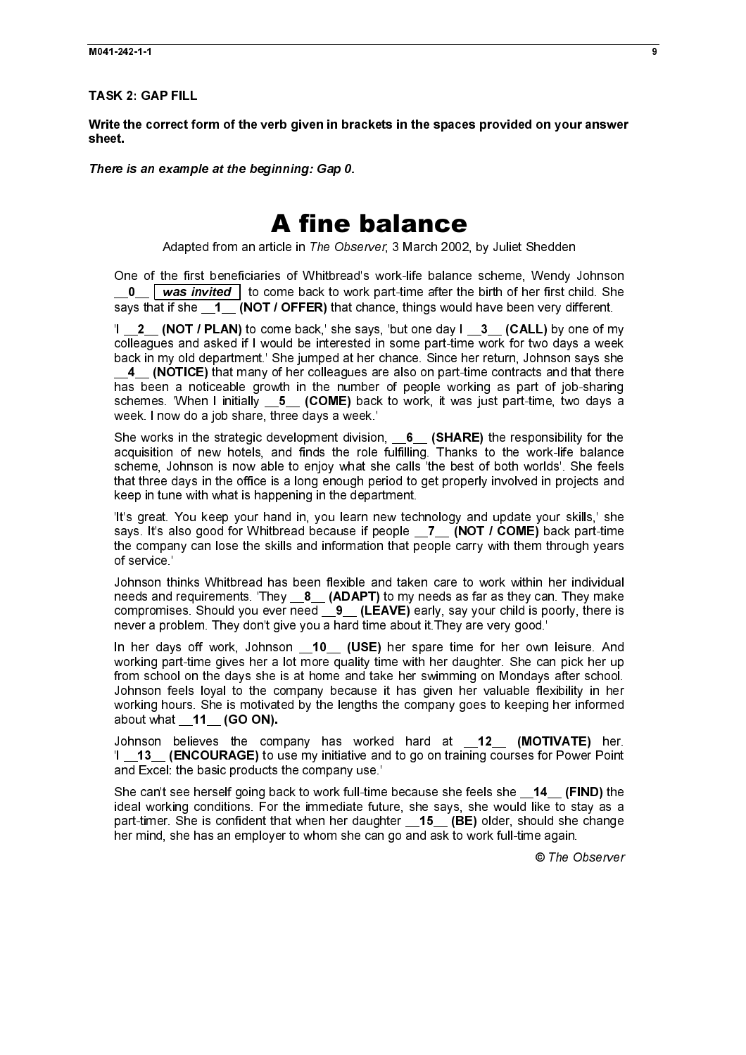## TASK 2: GAP FILL

**Write the correct form of the verb given in brackets in the spaces provided on your answer sheet.**

***There is an example at the beginning: Gap 0.***

# A fine balance

Adapted from an article in *The Observer*, 3 March 2002, by Juliet Shedden

One of the first beneficiaries of Whitbread's work-life balance scheme, Wendy Johnson __**0**__ ***was invited*** to come back to work part-time after the birth of her first child. She says that if she __**1**__ **(NOT / OFFER)** that chance, things would have been very different.

'I __**2**__ **(NOT / PLAN)** to come back,' she says, 'but one day I __**3**__ **(CALL)** by one of my colleagues and asked if I would be interested in some part-time work for two days a week back in my old department.' She jumped at her chance. Since her return, Johnson says she __**4**__ **(NOTICE)** that many of her colleagues are also on part-time contracts and that there has been a noticeable growth in the number of people working as part of job-sharing schemes. 'When I initially __**5**__ **(COME)** back to work, it was just part-time, two days a week. I now do a job share, three days a week.'

She works in the strategic development division, __**6**__ **(SHARE)** the responsibility for the acquisition of new hotels, and finds the role fulfilling. Thanks to the work-life balance scheme, Johnson is now able to enjoy what she calls 'the best of both worlds'. She feels that three days in the office is a long enough period to get properly involved in projects and keep in tune with what is happening in the department.

'It's great. You keep your hand in, you learn new technology and update your skills,' she says. It's also good for Whitbread because if people __**7**__ **(NOT / COME)** back part-time the company can lose the skills and information that people carry with them through years of service.'

Johnson thinks Whitbread has been flexible and taken care to work within her individual needs and requirements. 'They __**8**__ **(ADAPT)** to my needs as far as they can. They make compromises. Should you ever need __**9**__ **(LEAVE)** early, say your child is poorly, there is never a problem. They don't give you a hard time about it.They are very good.'

In her days off work, Johnson __**10**__ **(USE)** her spare time for her own leisure. And working part-time gives her a lot more quality time with her daughter. She can pick her up from school on the days she is at home and take her swimming on Mondays after school. Johnson feels loyal to the company because it has given her valuable flexibility in her working hours. She is motivated by the lengths the company goes to keeping her informed about what __**11**__ **(GO ON).**

Johnson believes the company has worked hard at __**12**__ **(MOTIVATE)** her. 'I __**13**__ **(ENCOURAGE)** to use my initiative and to go on training courses for Power Point and Excel: the basic products the company use.'

She can't see herself going back to work full-time because she feels she __**14**__ **(FIND)** the ideal working conditions. For the immediate future, she says, she would like to stay as a part-timer. She is confident that when her daughter __**15**__ **(BE)** older, should she change her mind, she has an employer to whom she can go and ask to work full-time again.

*© The Observer*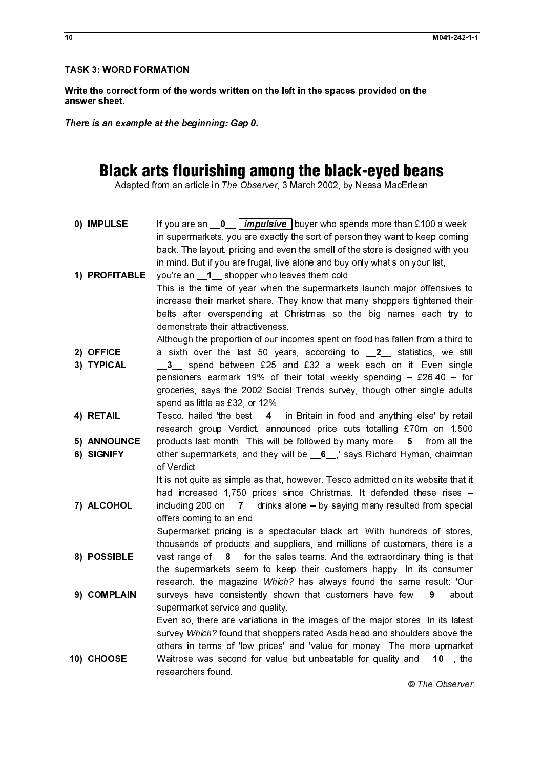**TASK 3: WORD FORMATION**

**Write the correct form of the words written on the left in the spaces provided on the answer sheet.**

***There is an example at the beginning: Gap 0.***

# Black arts flourishing among the black-eyed beans

Adapted from an article in *The Observer*, 3 March 2002, by Neasa MacErlean

| | |
|---|---|
| **0) IMPULSE** | If you are an __**0**__ ***impulsive*** buyer who spends more than £100 a week in supermarkets, you are exactly the sort of person they want to keep coming back. The layout, pricing and even the smell of the store is designed with you in mind. But if you are frugal, live alone and buy only what's on your list, |
| **1) PROFITABLE** | you're an __**1**__ shopper who leaves them cold. This is the time of year when the supermarkets launch major offensives to increase their market share. They know that many shoppers tightened their belts after overspending at Christmas so the big names each try to demonstrate their attractiveness. Although the proportion of our incomes spent on food has fallen from a third to |
| **2) OFFICE** | a sixth over the last 50 years, according to __**2**__ statistics, we still |
| **3) TYPICAL** | __**3**__ spend between £25 and £32 a week each on it. Even single pensioners earmark 19% of their total weekly spending – £26.40 – for groceries, says the 2002 Social Trends survey, though other single adults spend as little as £32, or 12%. |
| **4) RETAIL** | Tesco, hailed 'the best __**4**__ in Britain in food and anything else' by retail research group Verdict, announced price cuts totalling £70m on 1,500 |
| **5) ANNOUNCE** | products last month. 'This will be followed by many more __**5**__ from all the |
| **6) SIGNIFY** | other supermarkets, and they will be __**6**__,' says Richard Hyman, chairman of Verdict. It is not quite as simple as that, however. Tesco admitted on its website that it had increased 1,750 prices since Christmas. It defended these rises – |
| **7) ALCOHOL** | including 200 on __**7**__ drinks alone – by saying many resulted from special offers coming to an end. Supermarket pricing is a spectacular black art. With hundreds of stores, thousands of products and suppliers, and millions of customers, there is a |
| **8) POSSIBLE** | vast range of __**8**__ for the sales teams. And the extraordinary thing is that the supermarkets seem to keep their customers happy. In its consumer research, the magazine *Which?* has always found the same result: 'Our |
| **9) COMPLAIN** | surveys have consistently shown that customers have few __**9**__ about supermarket service and quality.' Even so, there are variations in the images of the major stores. In its latest survey *Which?* found that shoppers rated Asda head and shoulders above the others in terms of 'low prices' and 'value for money'. The more upmarket |
| **10) CHOOSE** | Waitrose was second for value but unbeatable for quality and __**10**__, the researchers found. |

© *The Observer*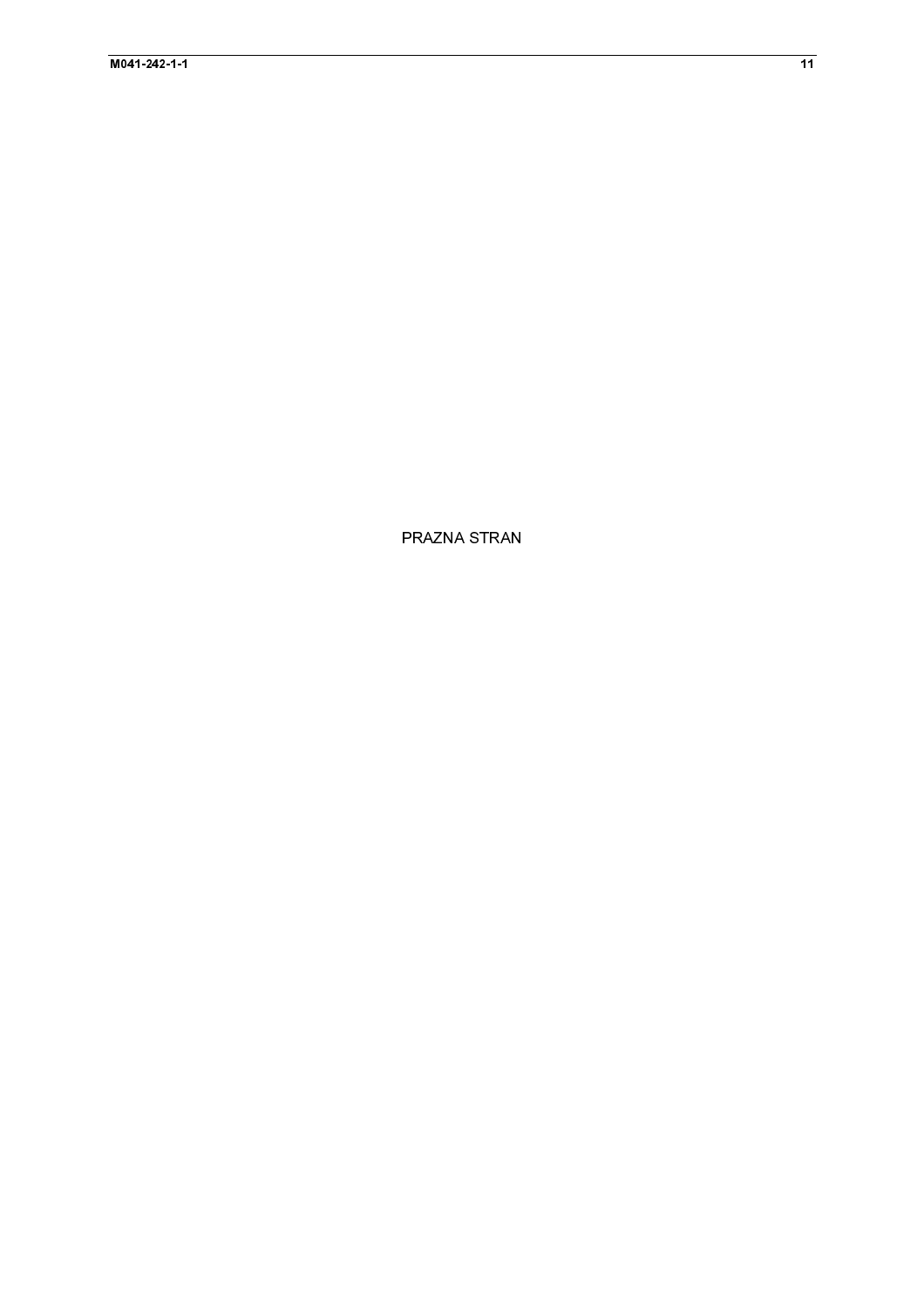PRAZNA STRAN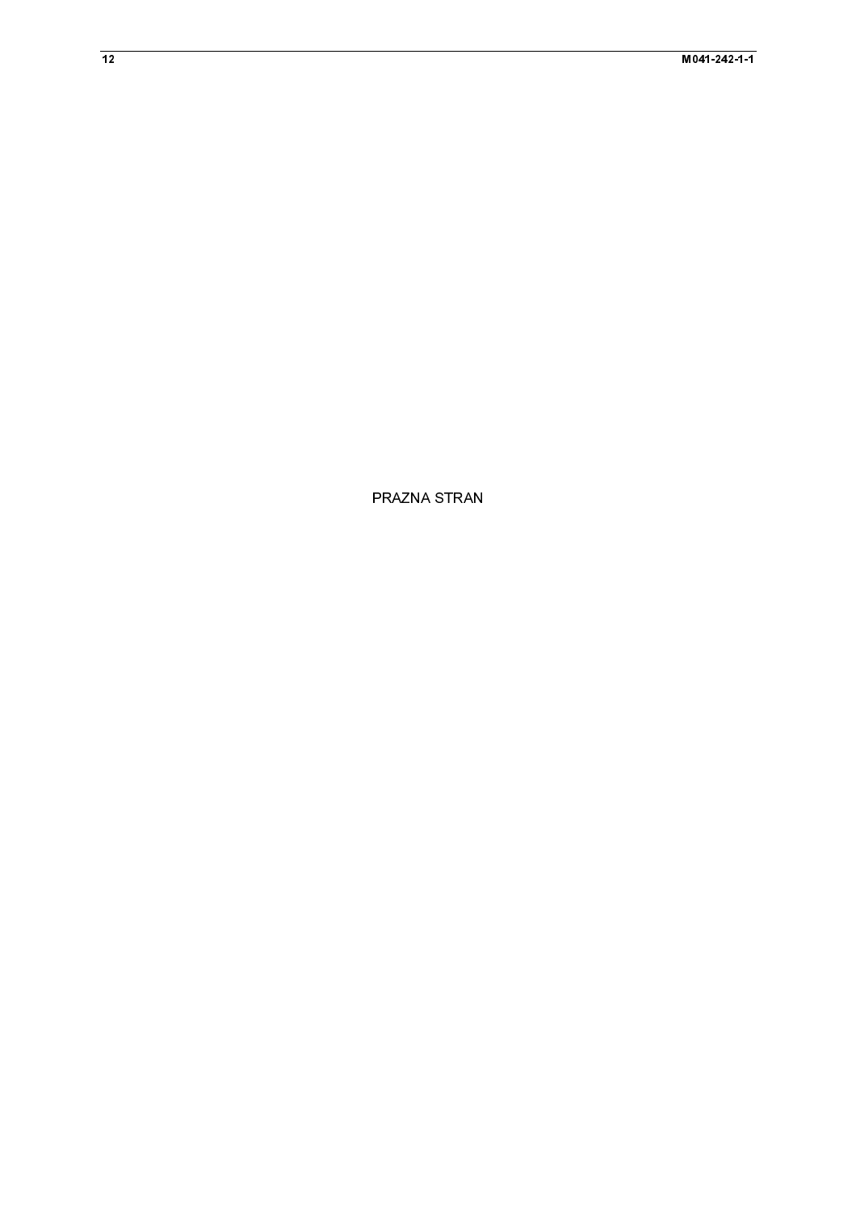PRAZNA STRAN